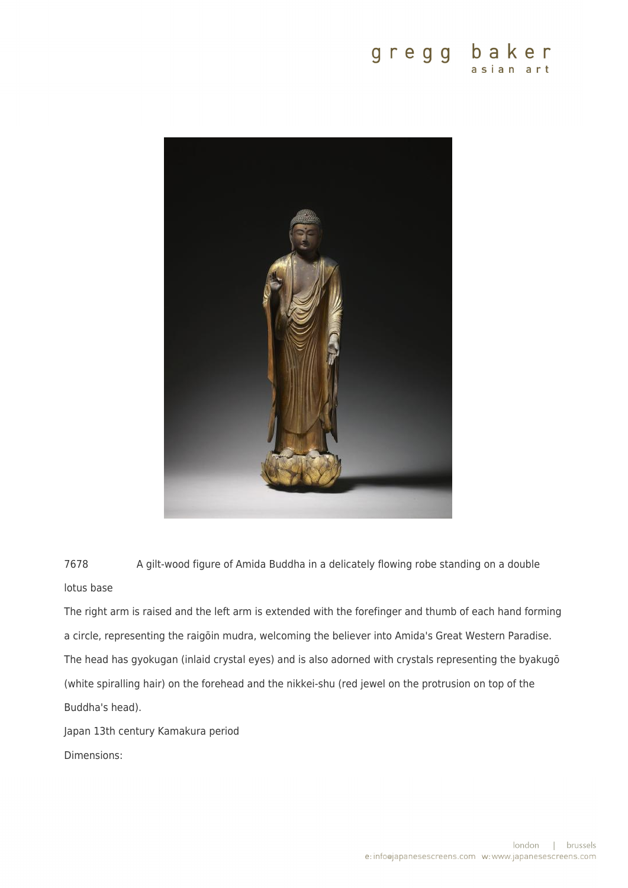7678 A gilt-wood figure of Amida Buddha in a delicately flowing robe standing on a double lotus base

The right arm is raised and the left arm is extended with the forefinger and thumb of each hand forming a circle, representing the raigōin mudra, welcoming the believer into Amida's Great Western Paradise. The head has gyokugan (inlaid crystal eyes) and is also adorned with crystals representing the byakugō (white spiralling hair) on the forehead and the nikkei-shu (red jewel on the protrusion on top of the Buddha's head).

Japan 13th century Kamakura period

Dimensions: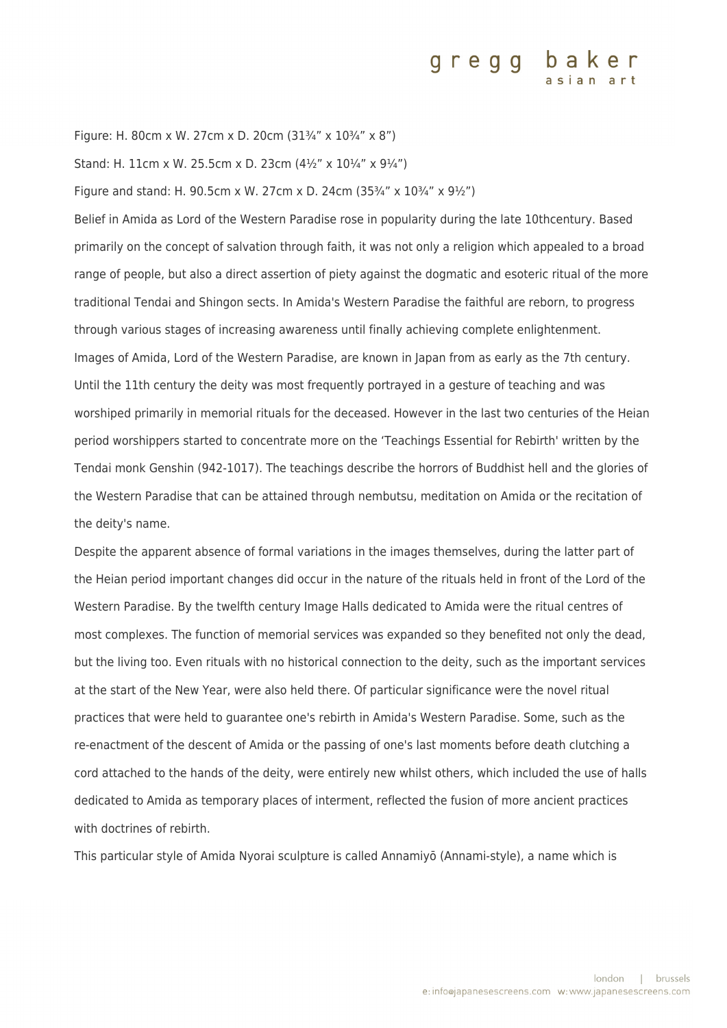Figure: H. 80cm x W. 27cm x D. 20cm (31¾" x 10¾" x 8")

Stand: H. 11cm x W. 25.5cm x D. 23cm (4½" x 10¼" x 9¼")

Figure and stand: H. 90.5cm x W. 27cm x D. 24cm (35¾" x 10¾" x 9½")

Belief in Amida as Lord of the Western Paradise rose in popularity during the late 10thcentury. Based primarily on the concept of salvation through faith, it was not only a religion which appealed to a broad range of people, but also a direct assertion of piety against the dogmatic and esoteric ritual of the more traditional Tendai and Shingon sects. In Amida's Western Paradise the faithful are reborn, to progress through various stages of increasing awareness until finally achieving complete enlightenment.

Images of Amida, Lord of the Western Paradise, are known in Japan from as early as the 7th century. Until the 11th century the deity was most frequently portrayed in a gesture of teaching and was worshiped primarily in memorial rituals for the deceased. However in the last two centuries of the Heian period worshippers started to concentrate more on the 'Teachings Essential for Rebirth' written by the Tendai monk Genshin (942-1017). The teachings describe the horrors of Buddhist hell and the glories of the Western Paradise that can be attained through nembutsu, meditation on Amida or the recitation of the deity's name.

Despite the apparent absence of formal variations in the images themselves, during the latter part of the Heian period important changes did occur in the nature of the rituals held in front of the Lord of the Western Paradise. By the twelfth century Image Halls dedicated to Amida were the ritual centres of most complexes. The function of memorial services was expanded so they benefited not only the dead, but the living too. Even rituals with no historical connection to the deity, such as the important services at the start of the New Year, were also held there. Of particular significance were the novel ritual practices that were held to guarantee one's rebirth in Amida's Western Paradise. Some, such as the re-enactment of the descent of Amida or the passing of one's last moments before death clutching a cord attached to the hands of the deity, were entirely new whilst others, which included the use of halls dedicated to Amida as temporary places of interment, reflected the fusion of more ancient practices with doctrines of rebirth.

This particular style of Amida Nyorai sculpture is called Annamiyō (Annami-style), a name which is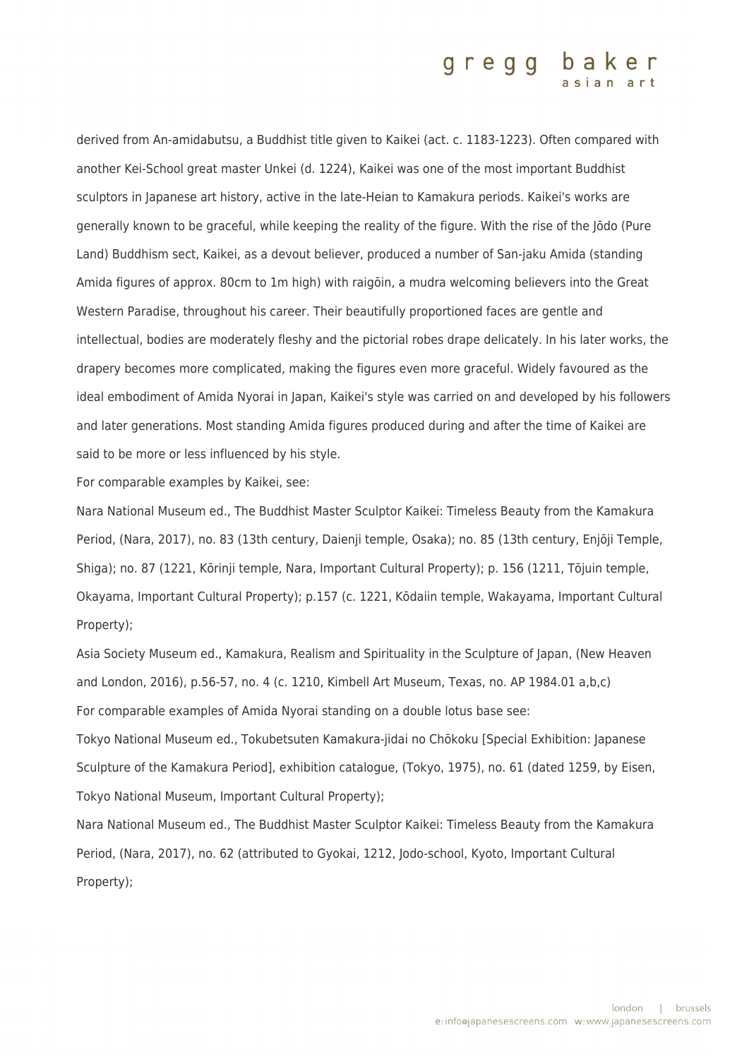derived from An-amidabutsu, a Buddhist title given to Kaikei (act. c. 1183-1223). Often compared with another Kei-School great master Unkei (d. 1224), Kaikei was one of the most important Buddhist sculptors in Japanese art history, active in the late-Heian to Kamakura periods. Kaikei's works are generally known to be graceful, while keeping the reality of the figure. With the rise of the Jōdo (Pure Land) Buddhism sect, Kaikei, as a devout believer, produced a number of San-jaku Amida (standing Amida figures of approx. 80cm to 1m high) with raigōin, a mudra welcoming believers into the Great Western Paradise, throughout his career. Their beautifully proportioned faces are gentle and intellectual, bodies are moderately fleshy and the pictorial robes drape delicately. In his later works, the drapery becomes more complicated, making the figures even more graceful. Widely favoured as the ideal embodiment of Amida Nyorai in Japan, Kaikei's style was carried on and developed by his followers and later generations. Most standing Amida figures produced during and after the time of Kaikei are said to be more or less influenced by his style.

For comparable examples by Kaikei, see:

Nara National Museum ed., The Buddhist Master Sculptor Kaikei: Timeless Beauty from the Kamakura Period, (Nara, 2017), no. 83 (13th century, Daienji temple, Osaka); no. 85 (13th century, Enjōji Temple, Shiga); no. 87 (1221, Kōrinji temple, Nara, Important Cultural Property); p. 156 (1211, Tōjuin temple, Okayama, Important Cultural Property); p.157 (c. 1221, Kōdaiin temple, Wakayama, Important Cultural Property);

Asia Society Museum ed., Kamakura, Realism and Spirituality in the Sculpture of Japan, (New Heaven and London, 2016), p.56-57, no. 4 (c. 1210, Kimbell Art Museum, Texas, no. AP 1984.01 a,b,c)

For comparable examples of Amida Nyorai standing on a double lotus base see:

Tokyo National Museum ed., Tokubetsuten Kamakura-jidai no Chōkoku [Special Exhibition: Japanese Sculpture of the Kamakura Period], exhibition catalogue, (Tokyo, 1975), no. 61 (dated 1259, by Eisen, Tokyo National Museum, Important Cultural Property);

Nara National Museum ed., The Buddhist Master Sculptor Kaikei: Timeless Beauty from the Kamakura Period, (Nara, 2017), no. 62 (attributed to Gyokai, 1212, Jodo-school, Kyoto, Important Cultural Property);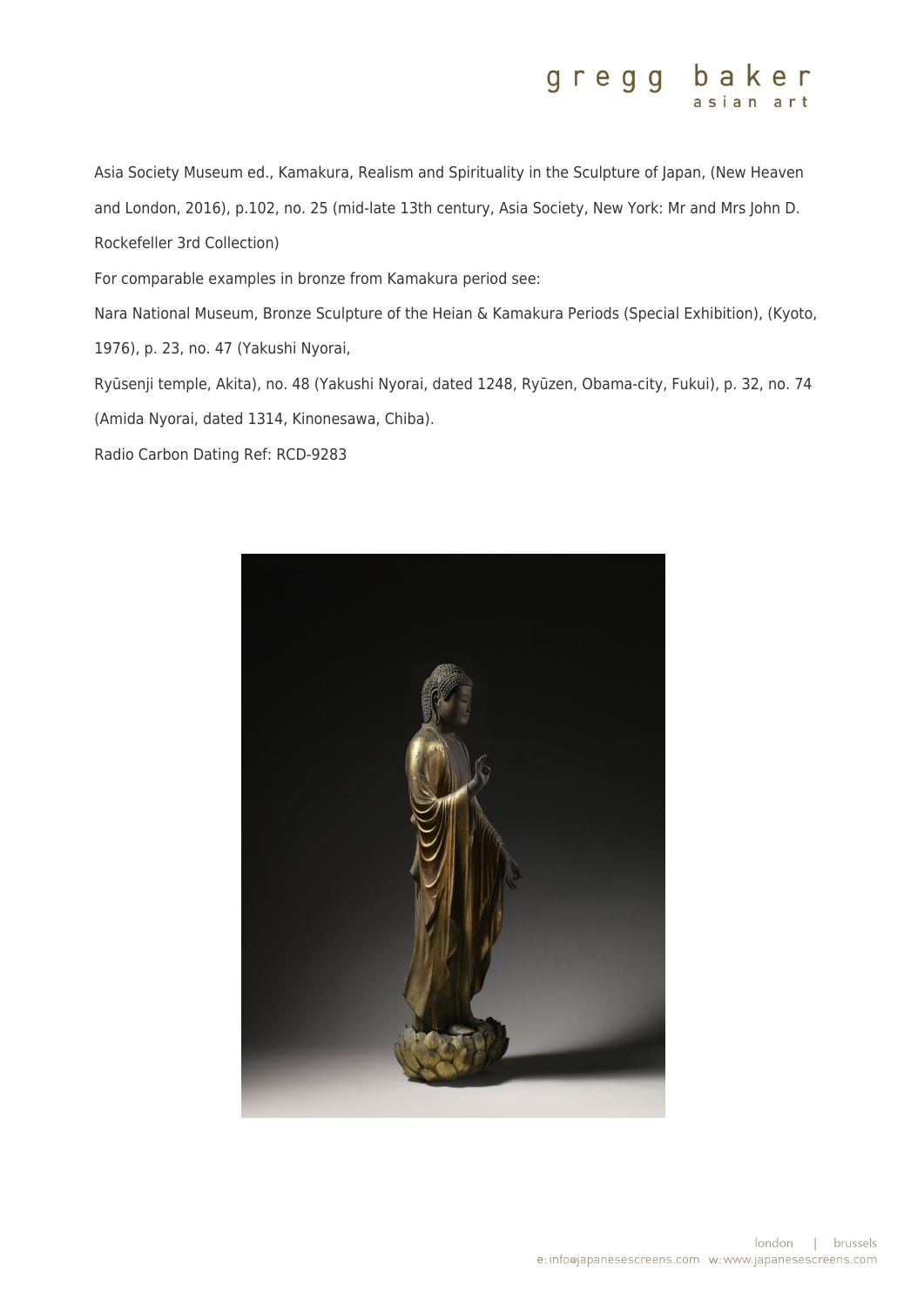Asia Society Museum ed., Kamakura, Realism and Spirituality in the Sculpture of Japan, (New Heaven and London, 2016), p.102, no. 25 (mid-late 13th century, Asia Society, New York: Mr and Mrs John D. Rockefeller 3rd Collection)

For comparable examples in bronze from Kamakura period see:

Nara National Museum, Bronze Sculpture of the Heian & Kamakura Periods (Special Exhibition), (Kyoto, 1976), p. 23, no. 47 (Yakushi Nyorai,

Ryūsenji temple, Akita), no. 48 (Yakushi Nyorai, dated 1248, Ryūzen, Obama-city, Fukui), p. 32, no. 74 (Amida Nyorai, dated 1314, Kinonesawa, Chiba).

Radio Carbon Dating Ref: RCD-9283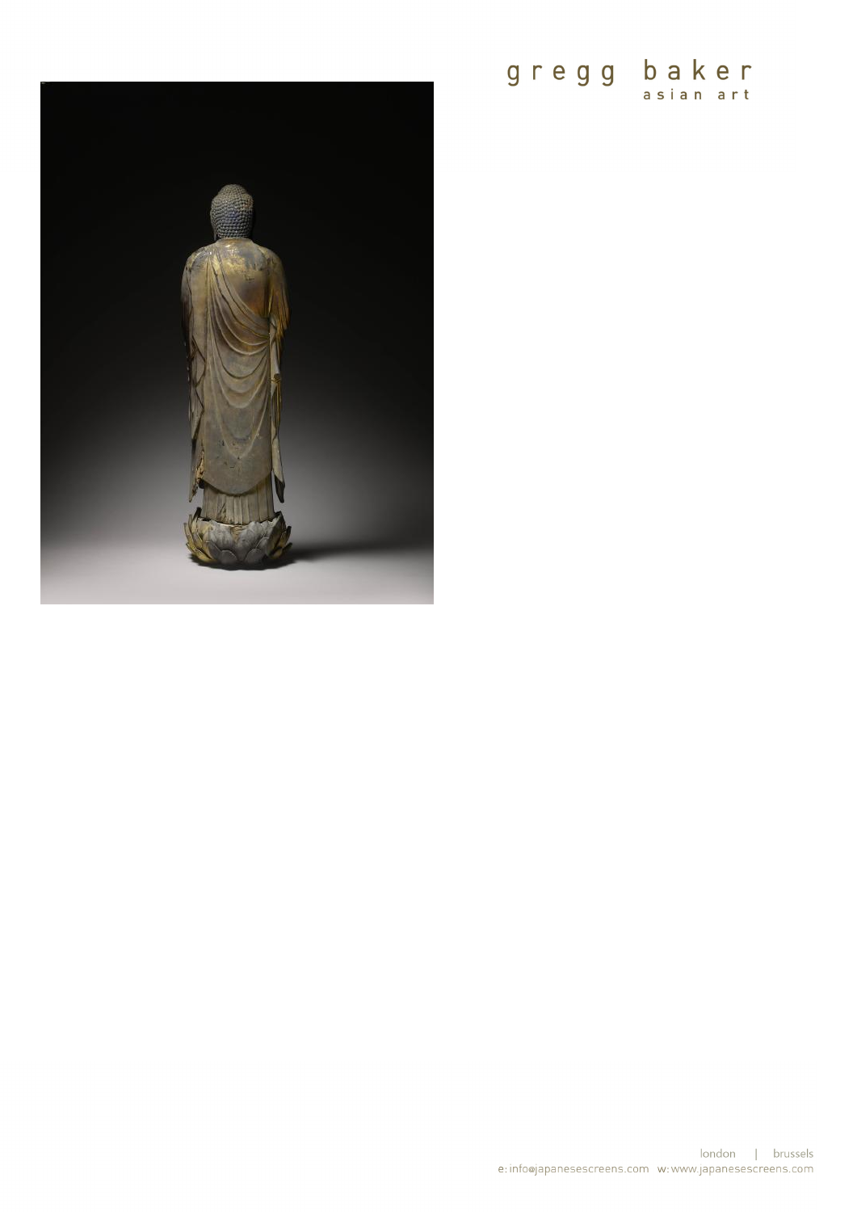gregg baker
asian art

london | brussels
e: info@japanesescreens.com w: www.japanesescreens.com